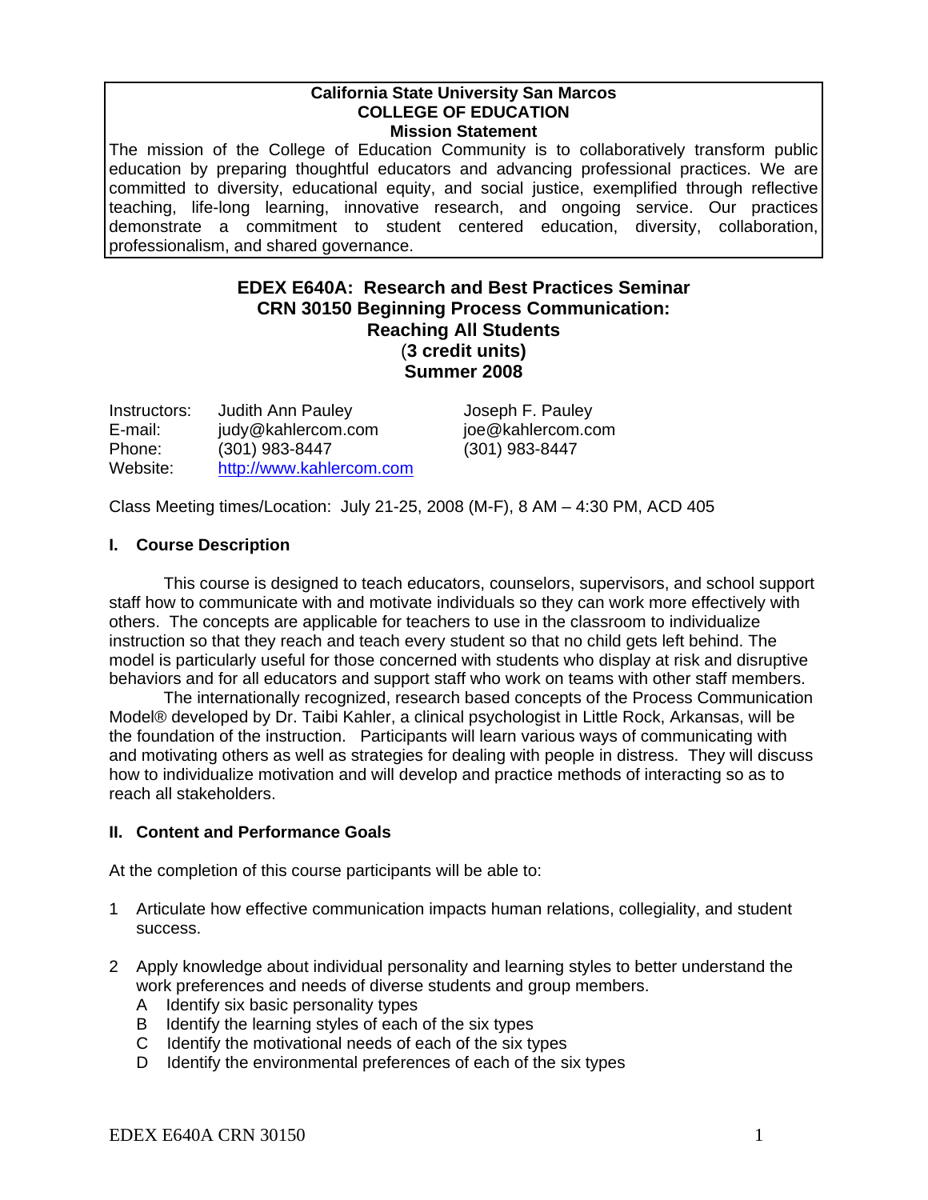**California State University San Marcos**
**COLLEGE OF EDUCATION**
**Mission Statement**

The mission of the College of Education Community is to collaboratively transform public education by preparing thoughtful educators and advancing professional practices. We are committed to diversity, educational equity, and social justice, exemplified through reflective teaching, life-long learning, innovative research, and ongoing service. Our practices demonstrate a commitment to student centered education, diversity, collaboration, professionalism, and shared governance.

# EDEX E640A: Research and Best Practices Seminar
# CRN 30150 Beginning Process Communication: Reaching All Students
**(3 credit units)**
**Summer 2008**

| | | |
|---|---|---|
| Instructors: | Judith Ann Pauley | Joseph F. Pauley |
| E-mail: | judy@kahlercom.com | joe@kahlercom.com |
| Phone: | (301) 983-8447 | (301) 983-8447 |
| Website: | http://www.kahlercom.com | |

Class Meeting times/Location: July 21-25, 2008 (M-F), 8 AM – 4:30 PM, ACD 405

## I. Course Description

This course is designed to teach educators, counselors, supervisors, and school support staff how to communicate with and motivate individuals so they can work more effectively with others. The concepts are applicable for teachers to use in the classroom to individualize instruction so that they reach and teach every student so that no child gets left behind. The model is particularly useful for those concerned with students who display at risk and disruptive behaviors and for all educators and support staff who work on teams with other staff members.

The internationally recognized, research based concepts of the Process Communication Model® developed by Dr. Taibi Kahler, a clinical psychologist in Little Rock, Arkansas, will be the foundation of the instruction. Participants will learn various ways of communicating with and motivating others as well as strategies for dealing with people in distress. They will discuss how to individualize motivation and will develop and practice methods of interacting so as to reach all stakeholders.

## II. Content and Performance Goals

At the completion of this course participants will be able to:

1 Articulate how effective communication impacts human relations, collegiality, and student success.

2 Apply knowledge about individual personality and learning styles to better understand the work preferences and needs of diverse students and group members.
   A Identify six basic personality types
   B Identify the learning styles of each of the six types
   C Identify the motivational needs of each of the six types
   D Identify the environmental preferences of each of the six types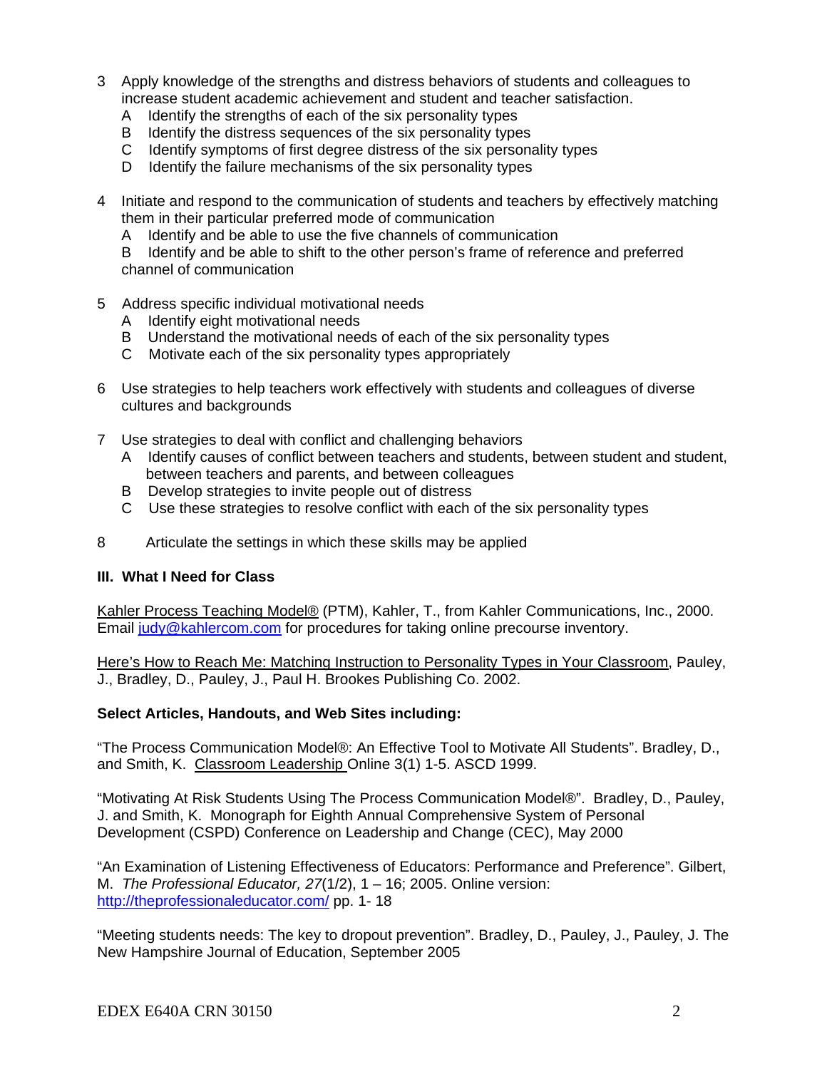3 Apply knowledge of the strengths and distress behaviors of students and colleagues to increase student academic achievement and student and teacher satisfaction.
   - A Identify the strengths of each of the six personality types
   - B Identify the distress sequences of the six personality types
   - C Identify symptoms of first degree distress of the six personality types
   - D Identify the failure mechanisms of the six personality types

4 Initiate and respond to the communication of students and teachers by effectively matching them in their particular preferred mode of communication
   - A Identify and be able to use the five channels of communication
   - B Identify and be able to shift to the other person's frame of reference and preferred channel of communication

5 Address specific individual motivational needs
   - A Identify eight motivational needs
   - B Understand the motivational needs of each of the six personality types
   - C Motivate each of the six personality types appropriately

6 Use strategies to help teachers work effectively with students and colleagues of diverse cultures and backgrounds

7 Use strategies to deal with conflict and challenging behaviors
   - A Identify causes of conflict between teachers and students, between student and student, between teachers and parents, and between colleagues
   - B Develop strategies to invite people out of distress
   - C Use these strategies to resolve conflict with each of the six personality types

8 Articulate the settings in which these skills may be applied

### III. What I Need for Class

Kahler Process Teaching Model® (PTM), Kahler, T., from Kahler Communications, Inc., 2000. Email judy@kahlercom.com for procedures for taking online precourse inventory.

Here's How to Reach Me: Matching Instruction to Personality Types in Your Classroom, Pauley, J., Bradley, D., Pauley, J., Paul H. Brookes Publishing Co. 2002.

**Select Articles, Handouts, and Web Sites including:**

"The Process Communication Model®: An Effective Tool to Motivate All Students". Bradley, D., and Smith, K. Classroom Leadership Online 3(1) 1-5. ASCD 1999.

"Motivating At Risk Students Using The Process Communication Model®". Bradley, D., Pauley, J. and Smith, K. Monograph for Eighth Annual Comprehensive System of Personal Development (CSPD) Conference on Leadership and Change (CEC), May 2000

"An Examination of Listening Effectiveness of Educators: Performance and Preference". Gilbert, M. *The Professional Educator, 27*(1/2), 1 – 16; 2005. Online version: http://theprofessionaleducator.com/ pp. 1- 18

"Meeting students needs: The key to dropout prevention". Bradley, D., Pauley, J., Pauley, J. The New Hampshire Journal of Education, September 2005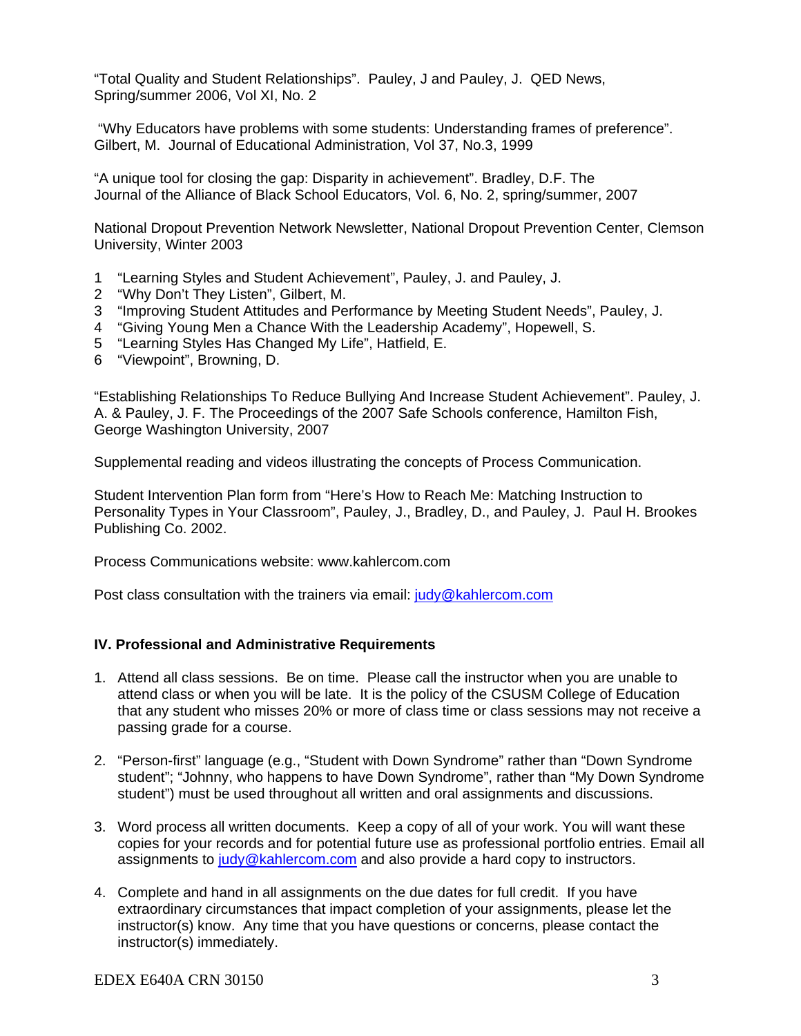"Total Quality and Student Relationships". Pauley, J and Pauley, J. QED News, Spring/summer 2006, Vol XI, No. 2

"Why Educators have problems with some students: Understanding frames of preference". Gilbert, M. Journal of Educational Administration, Vol 37, No.3, 1999

"A unique tool for closing the gap: Disparity in achievement". Bradley, D.F. The Journal of the Alliance of Black School Educators, Vol. 6, No. 2, spring/summer, 2007

National Dropout Prevention Network Newsletter, National Dropout Prevention Center, Clemson University, Winter 2003

1. "Learning Styles and Student Achievement", Pauley, J. and Pauley, J.
2. "Why Don't They Listen", Gilbert, M.
3. "Improving Student Attitudes and Performance by Meeting Student Needs", Pauley, J.
4. "Giving Young Men a Chance With the Leadership Academy", Hopewell, S.
5. "Learning Styles Has Changed My Life", Hatfield, E.
6. "Viewpoint", Browning, D.

"Establishing Relationships To Reduce Bullying And Increase Student Achievement". Pauley, J. A. & Pauley, J. F. The Proceedings of the 2007 Safe Schools conference, Hamilton Fish, George Washington University, 2007

Supplemental reading and videos illustrating the concepts of Process Communication.

Student Intervention Plan form from "Here's How to Reach Me: Matching Instruction to Personality Types in Your Classroom", Pauley, J., Bradley, D., and Pauley, J. Paul H. Brookes Publishing Co. 2002.

Process Communications website: www.kahlercom.com

Post class consultation with the trainers via email: judy@kahlercom.com

### IV. Professional and Administrative Requirements

1. Attend all class sessions. Be on time. Please call the instructor when you are unable to attend class or when you will be late. It is the policy of the CSUSM College of Education that any student who misses 20% or more of class time or class sessions may not receive a passing grade for a course.

2. "Person-first" language (e.g., "Student with Down Syndrome" rather than "Down Syndrome student"; "Johnny, who happens to have Down Syndrome", rather than "My Down Syndrome student") must be used throughout all written and oral assignments and discussions.

3. Word process all written documents. Keep a copy of all of your work. You will want these copies for your records and for potential future use as professional portfolio entries. Email all assignments to judy@kahlercom.com and also provide a hard copy to instructors.

4. Complete and hand in all assignments on the due dates for full credit. If you have extraordinary circumstances that impact completion of your assignments, please let the instructor(s) know. Any time that you have questions or concerns, please contact the instructor(s) immediately.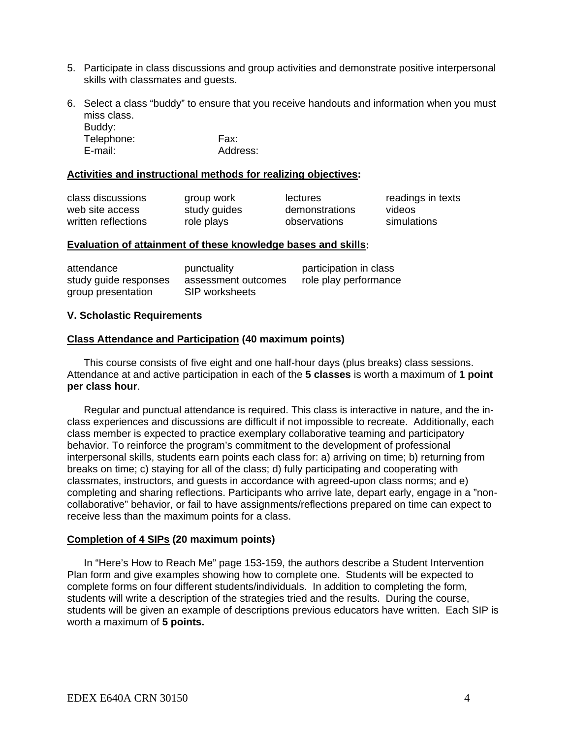5. Participate in class discussions and group activities and demonstrate positive interpersonal skills with classmates and guests.

6. Select a class "buddy" to ensure that you receive handouts and information when you must miss class.
   Buddy:
   Telephone: Fax:
   E-mail: Address:

**Activities and instructional methods for realizing objectives:**

| | | | |
|---|---|---|---|
| class discussions | group work | lectures | readings in texts |
| web site access | study guides | demonstrations | videos |
| written reflections | role plays | observations | simulations |

**Evaluation of attainment of these knowledge bases and skills:**

| | | |
|---|---|---|
| attendance | punctuality | participation in class |
| study guide responses | assessment outcomes | role play performance |
| group presentation | SIP worksheets | |

### V. Scholastic Requirements

**Class Attendance and Participation (40 maximum points)**

This course consists of five eight and one half-hour days (plus breaks) class sessions. Attendance at and active participation in each of the **5 classes** is worth a maximum of **1 point per class hour**.

Regular and punctual attendance is required. This class is interactive in nature, and the in-class experiences and discussions are difficult if not impossible to recreate. Additionally, each class member is expected to practice exemplary collaborative teaming and participatory behavior. To reinforce the program's commitment to the development of professional interpersonal skills, students earn points each class for: a) arriving on time; b) returning from breaks on time; c) staying for all of the class; d) fully participating and cooperating with classmates, instructors, and guests in accordance with agreed-upon class norms; and e) completing and sharing reflections. Participants who arrive late, depart early, engage in a "non-collaborative" behavior, or fail to have assignments/reflections prepared on time can expect to receive less than the maximum points for a class.

**Completion of 4 SIPs (20 maximum points)**

In "Here's How to Reach Me" page 153-159, the authors describe a Student Intervention Plan form and give examples showing how to complete one. Students will be expected to complete forms on four different students/individuals. In addition to completing the form, students will write a description of the strategies tried and the results. During the course, students will be given an example of descriptions previous educators have written. Each SIP is worth a maximum of **5 points.**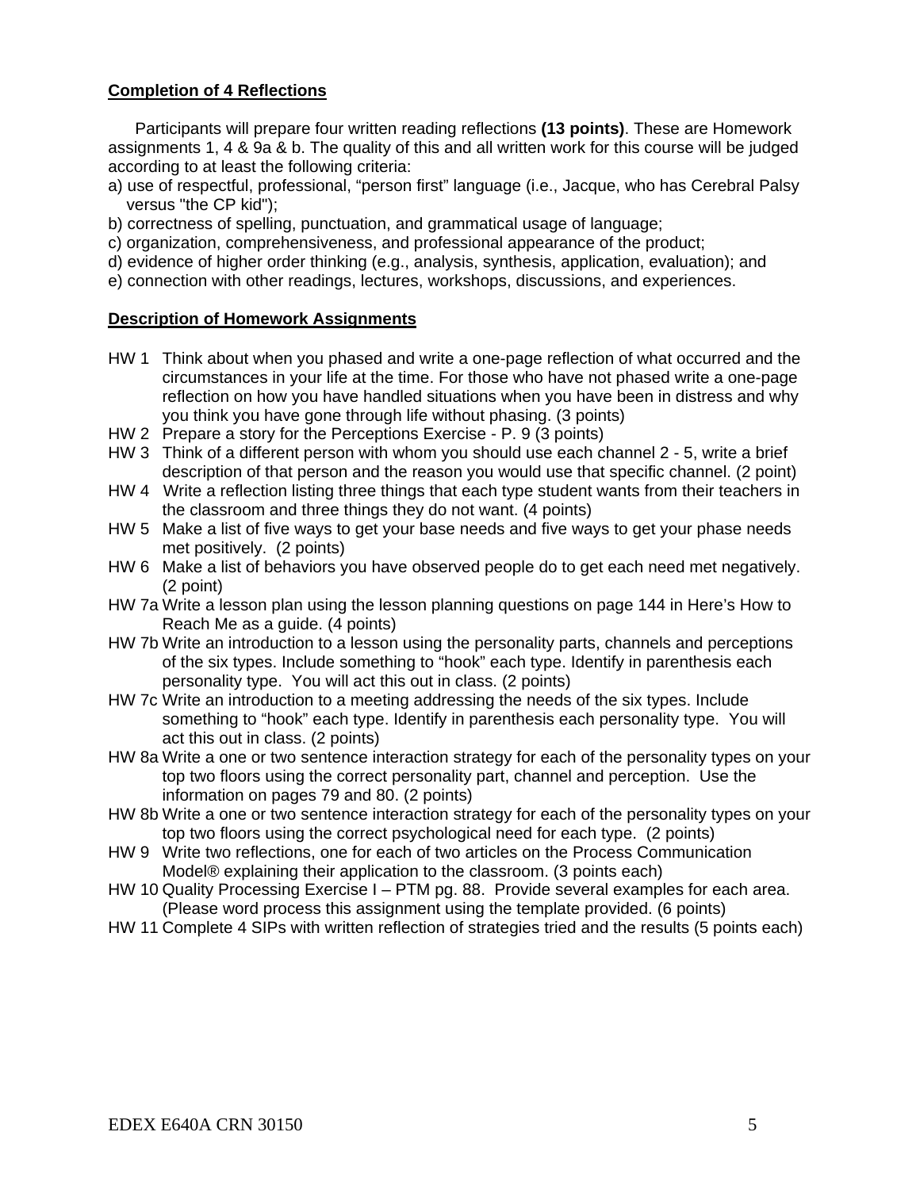**Completion of 4 Reflections**

Participants will prepare four written reading reflections **(13 points)**. These are Homework assignments 1, 4 & 9a & b. The quality of this and all written work for this course will be judged according to at least the following criteria:

a) use of respectful, professional, "person first" language (i.e., Jacque, who has Cerebral Palsy versus "the CP kid");
b) correctness of spelling, punctuation, and grammatical usage of language;
c) organization, comprehensiveness, and professional appearance of the product;
d) evidence of higher order thinking (e.g., analysis, synthesis, application, evaluation); and
e) connection with other readings, lectures, workshops, discussions, and experiences.

**Description of Homework Assignments**

- HW 1 Think about when you phased and write a one-page reflection of what occurred and the circumstances in your life at the time. For those who have not phased write a one-page reflection on how you have handled situations when you have been in distress and why you think you have gone through life without phasing. (3 points)
- HW 2 Prepare a story for the Perceptions Exercise - P. 9 (3 points)
- HW 3 Think of a different person with whom you should use each channel 2 - 5, write a brief description of that person and the reason you would use that specific channel. (2 point)
- HW 4 Write a reflection listing three things that each type student wants from their teachers in the classroom and three things they do not want. (4 points)
- HW 5 Make a list of five ways to get your base needs and five ways to get your phase needs met positively. (2 points)
- HW 6 Make a list of behaviors you have observed people do to get each need met negatively. (2 point)
- HW 7a Write a lesson plan using the lesson planning questions on page 144 in Here's How to Reach Me as a guide. (4 points)
- HW 7b Write an introduction to a lesson using the personality parts, channels and perceptions of the six types. Include something to "hook" each type. Identify in parenthesis each personality type. You will act this out in class. (2 points)
- HW 7c Write an introduction to a meeting addressing the needs of the six types. Include something to "hook" each type. Identify in parenthesis each personality type. You will act this out in class. (2 points)
- HW 8a Write a one or two sentence interaction strategy for each of the personality types on your top two floors using the correct personality part, channel and perception. Use the information on pages 79 and 80. (2 points)
- HW 8b Write a one or two sentence interaction strategy for each of the personality types on your top two floors using the correct psychological need for each type. (2 points)
- HW 9 Write two reflections, one for each of two articles on the Process Communication Model® explaining their application to the classroom. (3 points each)
- HW 10 Quality Processing Exercise I – PTM pg. 88. Provide several examples for each area. (Please word process this assignment using the template provided. (6 points)
- HW 11 Complete 4 SIPs with written reflection of strategies tried and the results (5 points each)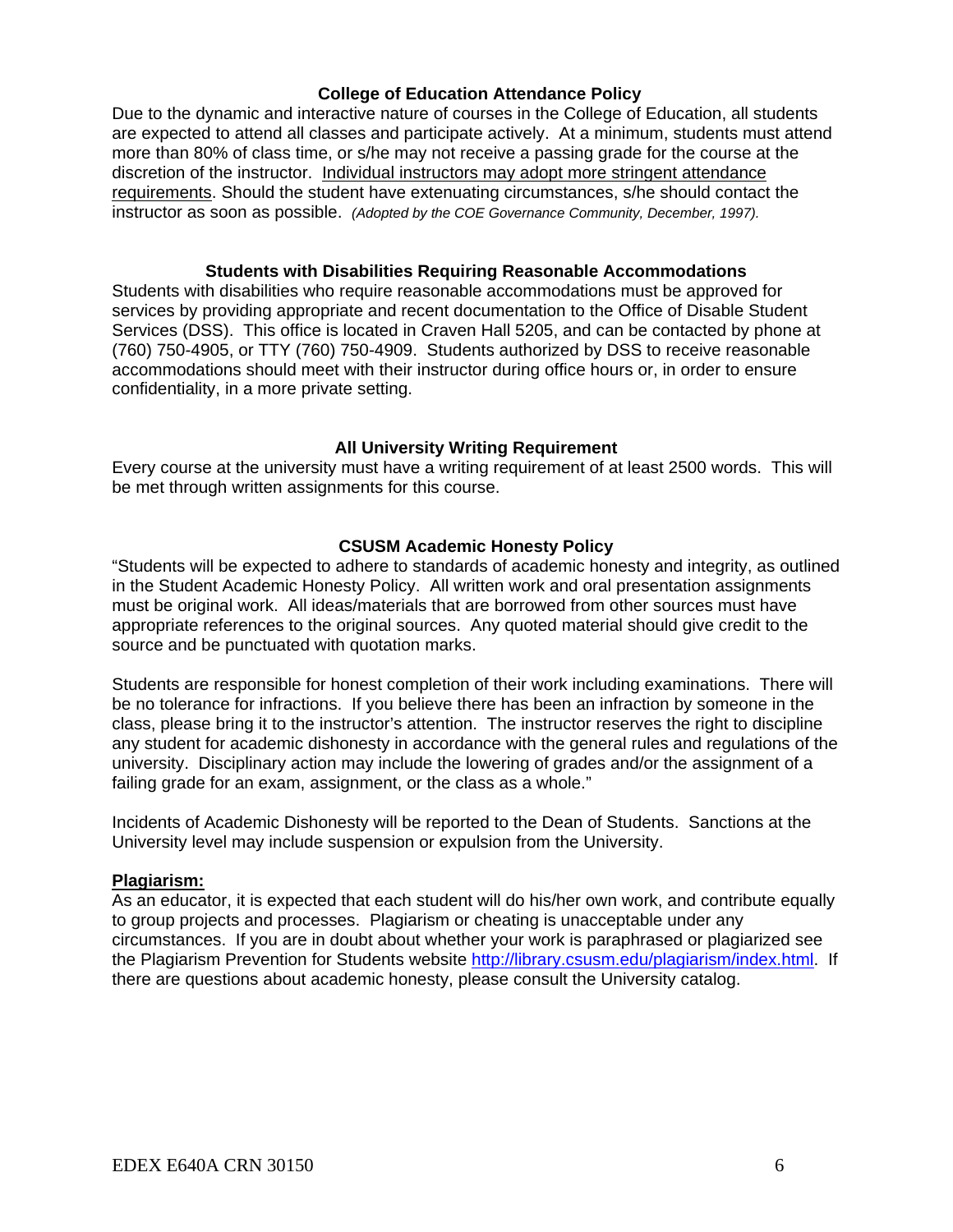### College of Education Attendance Policy

Due to the dynamic and interactive nature of courses in the College of Education, all students are expected to attend all classes and participate actively. At a minimum, students must attend more than 80% of class time, or s/he may not receive a passing grade for the course at the discretion of the instructor. <u>Individual instructors may adopt more stringent attendance requirements</u>. Should the student have extenuating circumstances, s/he should contact the instructor as soon as possible. *(Adopted by the COE Governance Community, December, 1997).*

### Students with Disabilities Requiring Reasonable Accommodations

Students with disabilities who require reasonable accommodations must be approved for services by providing appropriate and recent documentation to the Office of Disable Student Services (DSS). This office is located in Craven Hall 5205, and can be contacted by phone at (760) 750-4905, or TTY (760) 750-4909. Students authorized by DSS to receive reasonable accommodations should meet with their instructor during office hours or, in order to ensure confidentiality, in a more private setting.

### All University Writing Requirement

Every course at the university must have a writing requirement of at least 2500 words. This will be met through written assignments for this course.

### CSUSM Academic Honesty Policy

"Students will be expected to adhere to standards of academic honesty and integrity, as outlined in the Student Academic Honesty Policy. All written work and oral presentation assignments must be original work. All ideas/materials that are borrowed from other sources must have appropriate references to the original sources. Any quoted material should give credit to the source and be punctuated with quotation marks.

Students are responsible for honest completion of their work including examinations. There will be no tolerance for infractions. If you believe there has been an infraction by someone in the class, please bring it to the instructor's attention. The instructor reserves the right to discipline any student for academic dishonesty in accordance with the general rules and regulations of the university. Disciplinary action may include the lowering of grades and/or the assignment of a failing grade for an exam, assignment, or the class as a whole."

Incidents of Academic Dishonesty will be reported to the Dean of Students. Sanctions at the University level may include suspension or expulsion from the University.

**<u>Plagiarism:</u>**

As an educator, it is expected that each student will do his/her own work, and contribute equally to group projects and processes. Plagiarism or cheating is unacceptable under any circumstances. If you are in doubt about whether your work is paraphrased or plagiarized see the Plagiarism Prevention for Students website [http://library.csusm.edu/plagiarism/index.html](http://library.csusm.edu/plagiarism/index.html). If there are questions about academic honesty, please consult the University catalog.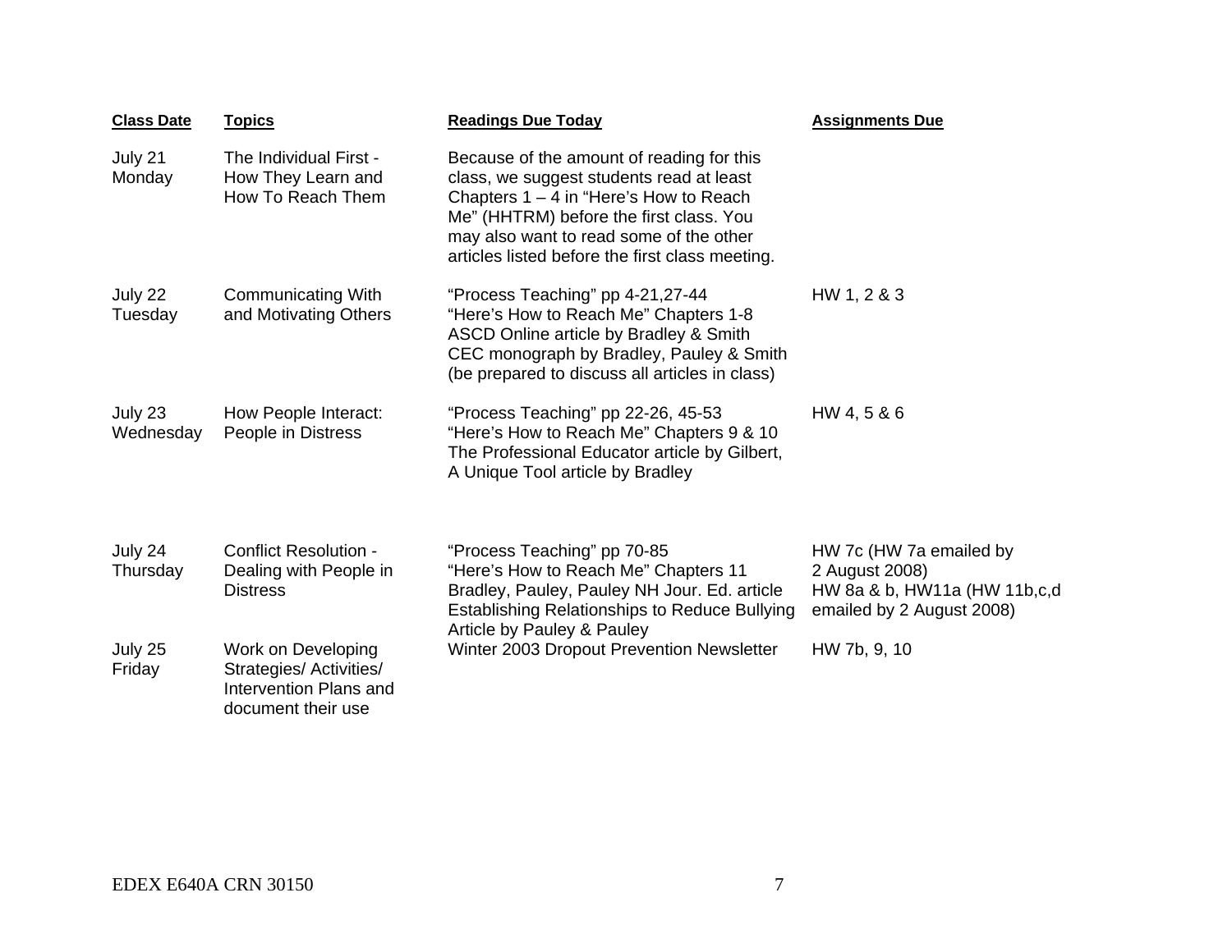| Class Date | Topics | Readings Due Today | Assignments Due |
|---|---|---|---|
| July 21 Monday | The Individual First - How They Learn and How To Reach Them | Because of the amount of reading for this class, we suggest students read at least Chapters 1 – 4 in "Here's How to Reach Me" (HHTRM) before the first class. You may also want to read some of the other articles listed before the first class meeting. | |
| July 22 Tuesday | Communicating With and Motivating Others | "Process Teaching" pp 4-21,27-44<br>"Here's How to Reach Me" Chapters 1-8<br>ASCD Online article by Bradley & Smith<br>CEC monograph by Bradley, Pauley & Smith<br>(be prepared to discuss all articles in class) | HW 1, 2 & 3 |
| July 23 Wednesday | How People Interact: People in Distress | "Process Teaching" pp 22-26, 45-53<br>"Here's How to Reach Me" Chapters 9 & 10<br>The Professional Educator article by Gilbert,<br>A Unique Tool article by Bradley | HW 4, 5 & 6 |
| July 24 Thursday | Conflict Resolution - Dealing with People in Distress | "Process Teaching" pp 70-85<br>"Here's How to Reach Me" Chapters 11<br>Bradley, Pauley, Pauley NH Jour. Ed. article<br>Establishing Relationships to Reduce Bullying Article by Pauley & Pauley | HW 7c (HW 7a emailed by 2 August 2008)<br>HW 8a & b, HW11a (HW 11b,c,d emailed by 2 August 2008) |
| July 25 Friday | Work on Developing Strategies/ Activities/ Intervention Plans and document their use | Winter 2003 Dropout Prevention Newsletter | HW 7b, 9, 10 |

EDEX E640A CRN 30150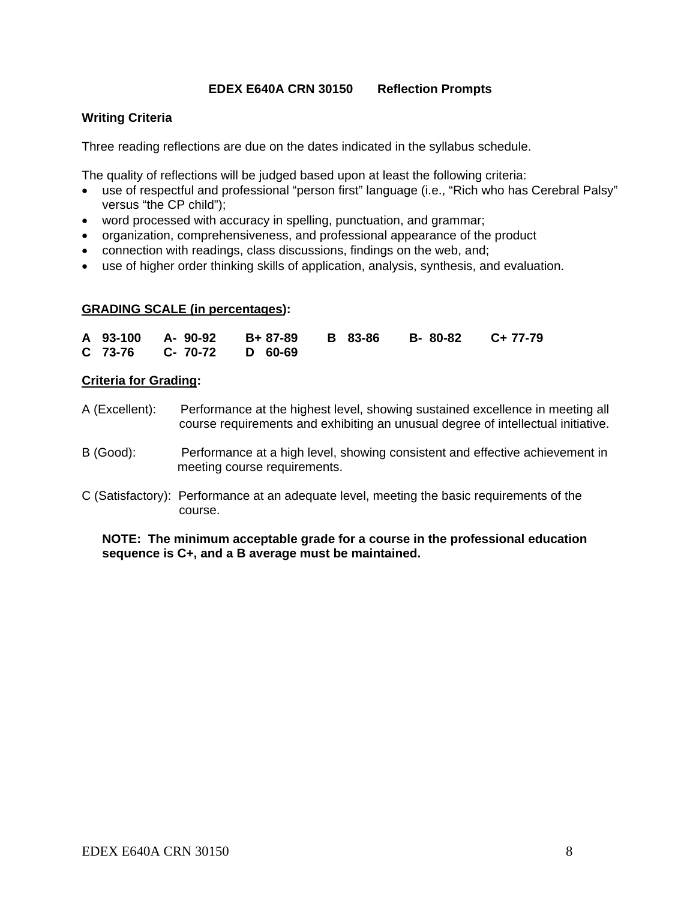**EDEX E640A CRN 30150 Reflection Prompts**

**Writing Criteria**

Three reading reflections are due on the dates indicated in the syllabus schedule.

The quality of reflections will be judged based upon at least the following criteria:

- use of respectful and professional “person first” language (i.e., “Rich who has Cerebral Palsy” versus “the CP child”);
- word processed with accuracy in spelling, punctuation, and grammar;
- organization, comprehensiveness, and professional appearance of the product
- connection with readings, class discussions, findings on the web, and;
- use of higher order thinking skills of application, analysis, synthesis, and evaluation.

**GRADING SCALE (in percentages):**

| | | | | | |
|---|---|---|---|---|---|
| **A 93-100** | **A- 90-92** | **B+ 87-89** | **B 83-86** | **B- 80-82** | **C+ 77-79** |
| **C 73-76** | **C- 70-72** | **D 60-69** | | | |

**Criteria for Grading:**

A (Excellent): Performance at the highest level, showing sustained excellence in meeting all course requirements and exhibiting an unusual degree of intellectual initiative.

B (Good): Performance at a high level, showing consistent and effective achievement in meeting course requirements.

C (Satisfactory): Performance at an adequate level, meeting the basic requirements of the course.

**NOTE: The minimum acceptable grade for a course in the professional education sequence is C+, and a B average must be maintained.**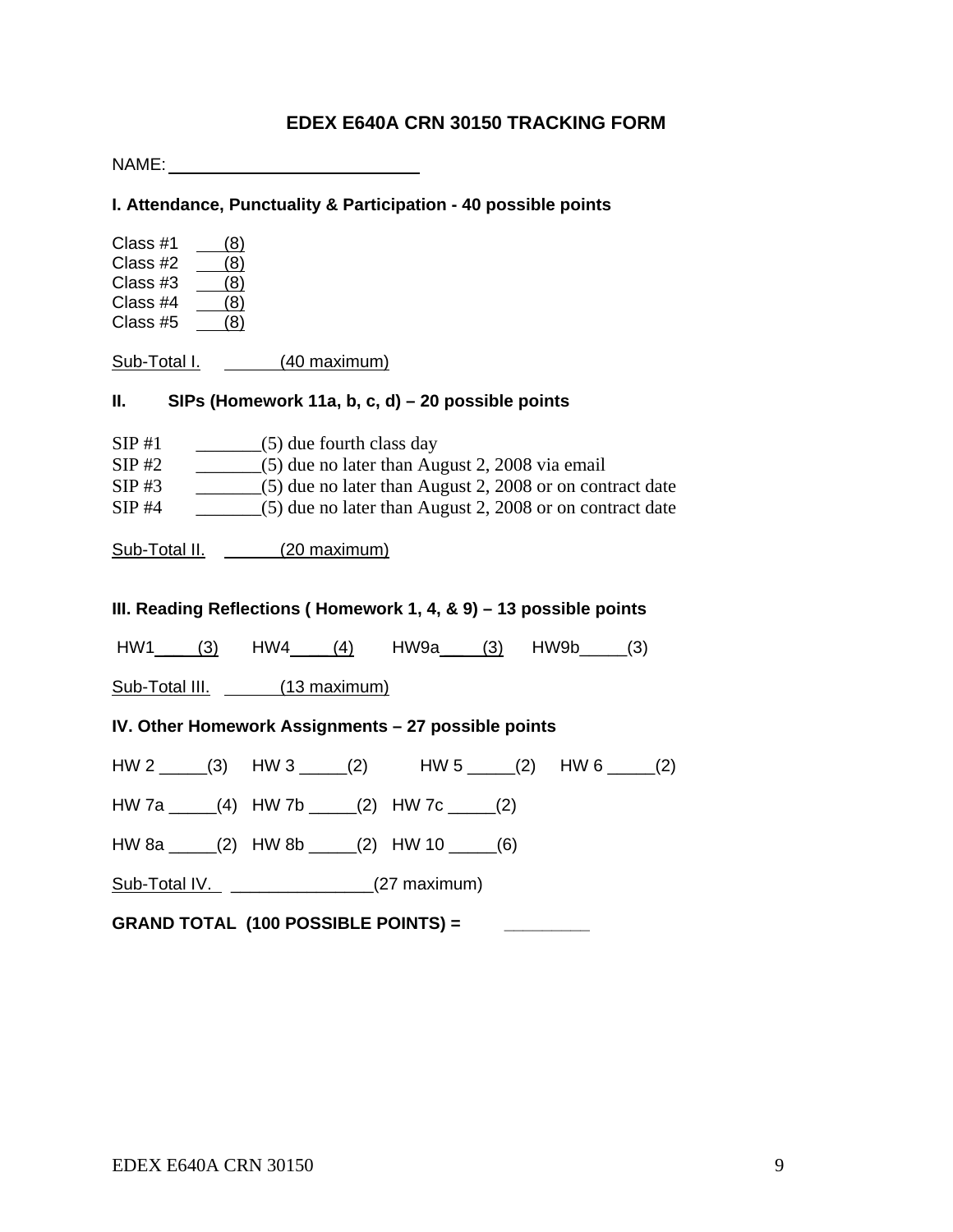## EDEX E640A CRN 30150 TRACKING FORM

NAME: ____________________________

### I. Attendance, Punctuality & Participation - 40 possible points

Class #1 ____(8)
Class #2 ____(8)
Class #3 ____(8)
Class #4 ____(8)
Class #5 ____(8)

Sub-Total I. ______(40 maximum)

### II. SIPs (Homework 11a, b, c, d) – 20 possible points

SIP #1 _______(5) due fourth class day
SIP #2 _______(5) due no later than August 2, 2008 via email
SIP #3 _______(5) due no later than August 2, 2008 or on contract date
SIP #4 _______(5) due no later than August 2, 2008 or on contract date

Sub-Total II. ______(20 maximum)

### III. Reading Reflections ( Homework 1, 4, & 9) – 13 possible points

HW1_____(3) HW4_____(4) HW9a_____(3) HW9b_____(3)

Sub-Total III. ______(13 maximum)

### IV. Other Homework Assignments – 27 possible points

HW 2 _____(3) HW 3 _____(2) HW 5 _____(2) HW 6 _____(2)

HW 7a _____(4) HW 7b _____(2) HW 7c _____(2)

HW 8a _____(2) HW 8b _____(2) HW 10 _____(6)

Sub-Total IV. _______________(27 maximum)

**GRAND TOTAL (100 POSSIBLE POINTS) = ________**